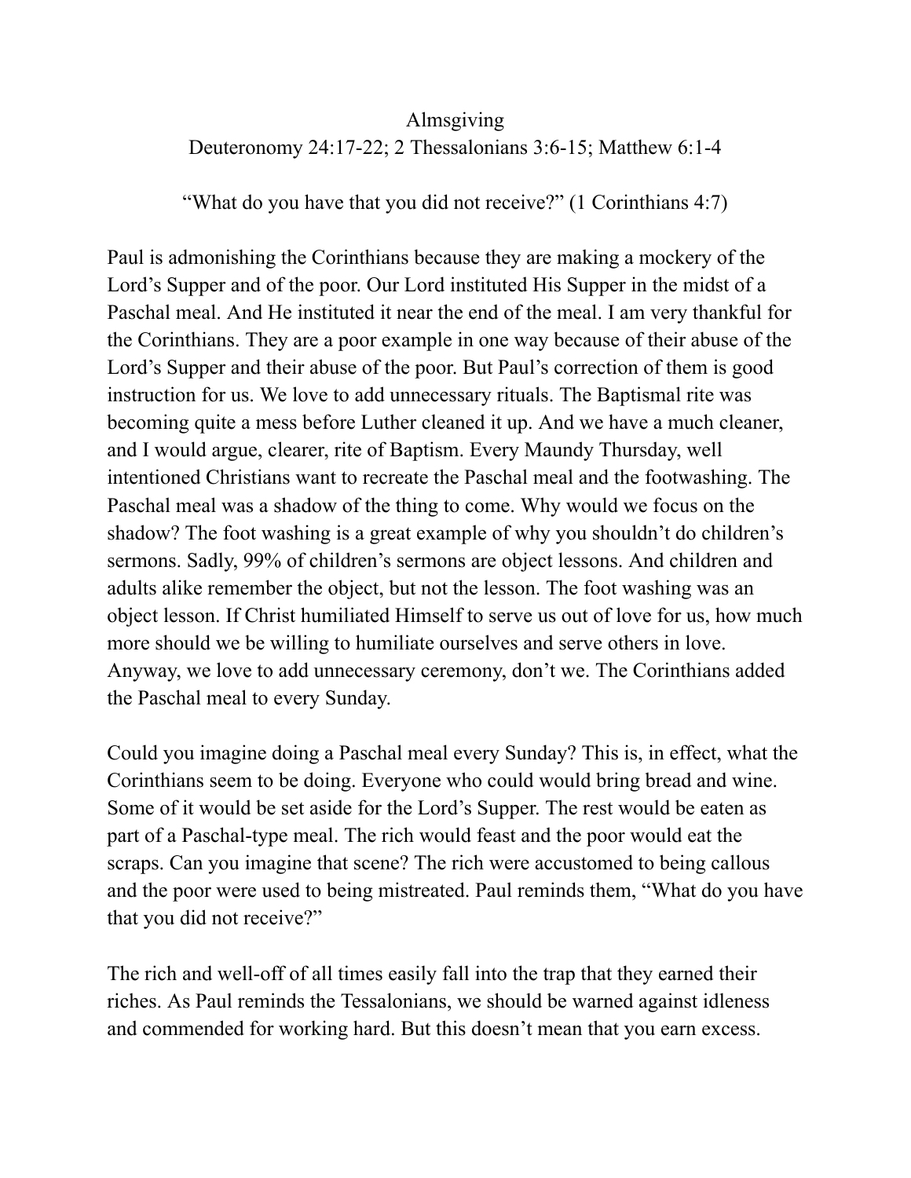# Almsgiving

Deuteronomy 24:17-22; 2 Thessalonians 3:6-15; Matthew 6:1-4

"What do you have that you did not receive?" (1 Corinthians 4:7)

Paul is admonishing the Corinthians because they are making a mockery of the Lord's Supper and of the poor. Our Lord instituted His Supper in the midst of a Paschal meal. And He instituted it near the end of the meal. I am very thankful for the Corinthians. They are a poor example in one way because of their abuse of the Lord's Supper and their abuse of the poor. But Paul's correction of them is good instruction for us. We love to add unnecessary rituals. The Baptismal rite was becoming quite a mess before Luther cleaned it up. And we have a much cleaner, and I would argue, clearer, rite of Baptism. Every Maundy Thursday, well intentioned Christians want to recreate the Paschal meal and the footwashing. The Paschal meal was a shadow of the thing to come. Why would we focus on the shadow? The foot washing is a great example of why you shouldn't do children's sermons. Sadly, 99% of children's sermons are object lessons. And children and adults alike remember the object, but not the lesson. The foot washing was an object lesson. If Christ humiliated Himself to serve us out of love for us, how much more should we be willing to humiliate ourselves and serve others in love. Anyway, we love to add unnecessary ceremony, don't we. The Corinthians added the Paschal meal to every Sunday.

Could you imagine doing a Paschal meal every Sunday? This is, in effect, what the Corinthians seem to be doing. Everyone who could would bring bread and wine. Some of it would be set aside for the Lord's Supper. The rest would be eaten as part of a Paschal-type meal. The rich would feast and the poor would eat the scraps. Can you imagine that scene? The rich were accustomed to being callous and the poor were used to being mistreated. Paul reminds them, "What do you have that you did not receive?"

The rich and well-off of all times easily fall into the trap that they earned their riches. As Paul reminds the Tessalonians, we should be warned against idleness and commended for working hard. But this doesn't mean that you earn excess.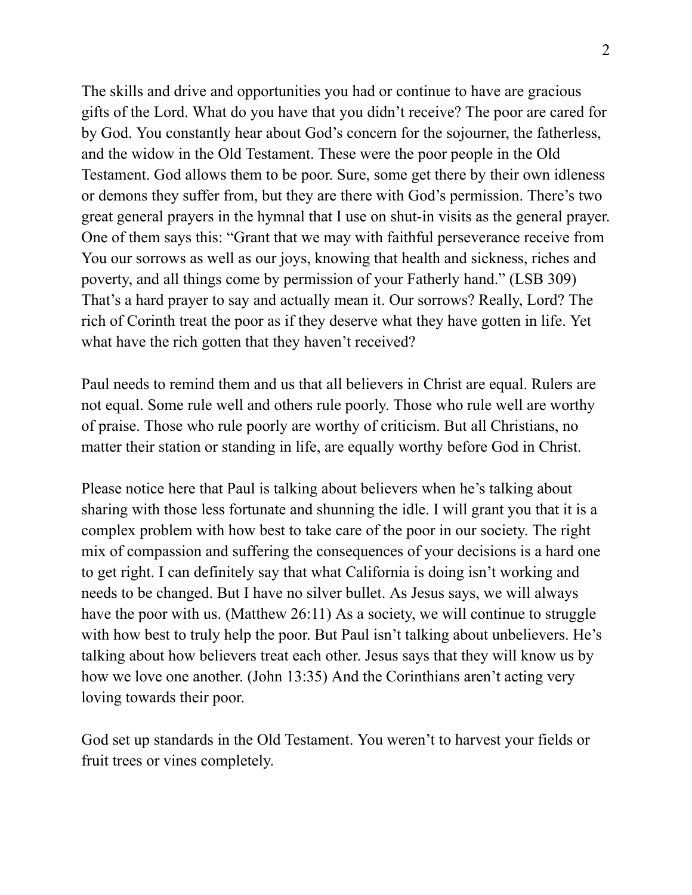The skills and drive and opportunities you had or continue to have are gracious gifts of the Lord. What do you have that you didn't receive? The poor are cared for by God. You constantly hear about God's concern for the sojourner, the fatherless, and the widow in the Old Testament. These were the poor people in the Old Testament. God allows them to be poor. Sure, some get there by their own idleness or demons they suffer from, but they are there with God's permission. There's two great general prayers in the hymnal that I use on shut-in visits as the general prayer. One of them says this: "Grant that we may with faithful perseverance receive from You our sorrows as well as our joys, knowing that health and sickness, riches and poverty, and all things come by permission of your Fatherly hand." (LSB 309) That's a hard prayer to say and actually mean it. Our sorrows? Really, Lord? The rich of Corinth treat the poor as if they deserve what they have gotten in life. Yet what have the rich gotten that they haven't received?

Paul needs to remind them and us that all believers in Christ are equal. Rulers are not equal. Some rule well and others rule poorly. Those who rule well are worthy of praise. Those who rule poorly are worthy of criticism. But all Christians, no matter their station or standing in life, are equally worthy before God in Christ.

Please notice here that Paul is talking about believers when he's talking about sharing with those less fortunate and shunning the idle. I will grant you that it is a complex problem with how best to take care of the poor in our society. The right mix of compassion and suffering the consequences of your decisions is a hard one to get right. I can definitely say that what California is doing isn't working and needs to be changed. But I have no silver bullet. As Jesus says, we will always have the poor with us. (Matthew 26:11) As a society, we will continue to struggle with how best to truly help the poor. But Paul isn't talking about unbelievers. He's talking about how believers treat each other. Jesus says that they will know us by how we love one another. (John 13:35) And the Corinthians aren't acting very loving towards their poor.

God set up standards in the Old Testament. You weren't to harvest your fields or fruit trees or vines completely.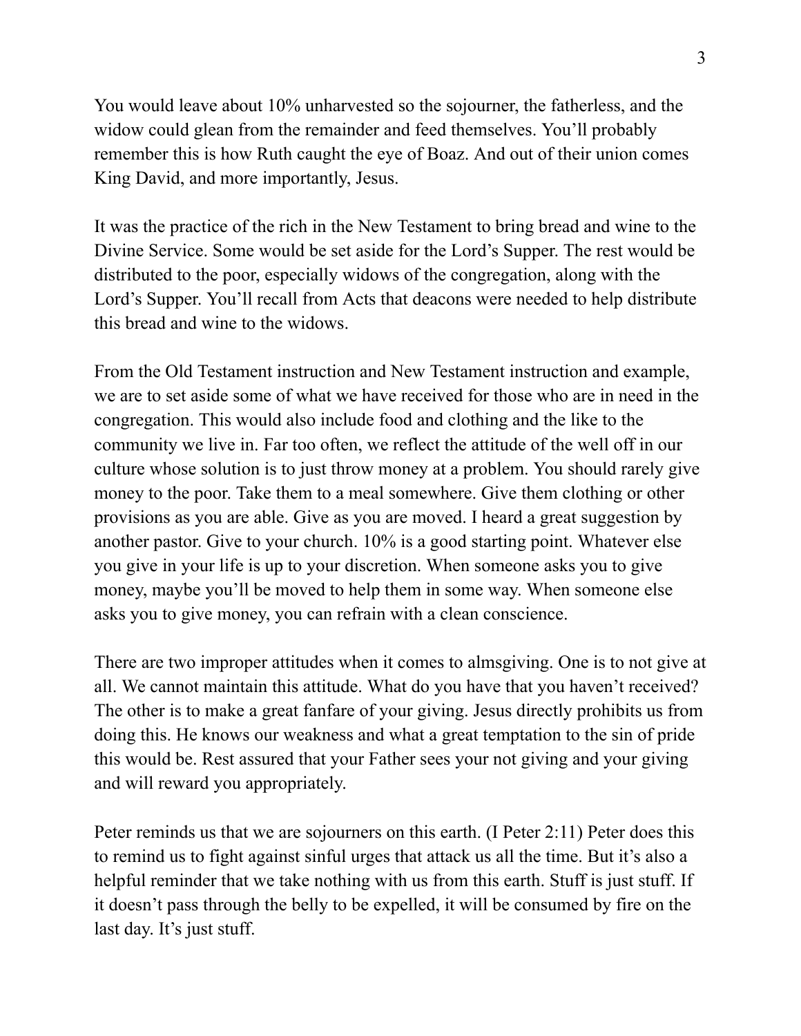You would leave about 10% unharvested so the sojourner, the fatherless, and the widow could glean from the remainder and feed themselves. You'll probably remember this is how Ruth caught the eye of Boaz. And out of their union comes King David, and more importantly, Jesus.

It was the practice of the rich in the New Testament to bring bread and wine to the Divine Service. Some would be set aside for the Lord's Supper. The rest would be distributed to the poor, especially widows of the congregation, along with the Lord's Supper. You'll recall from Acts that deacons were needed to help distribute this bread and wine to the widows.

From the Old Testament instruction and New Testament instruction and example, we are to set aside some of what we have received for those who are in need in the congregation. This would also include food and clothing and the like to the community we live in. Far too often, we reflect the attitude of the well off in our culture whose solution is to just throw money at a problem. You should rarely give money to the poor. Take them to a meal somewhere. Give them clothing or other provisions as you are able. Give as you are moved. I heard a great suggestion by another pastor. Give to your church. 10% is a good starting point. Whatever else you give in your life is up to your discretion. When someone asks you to give money, maybe you'll be moved to help them in some way. When someone else asks you to give money, you can refrain with a clean conscience.

There are two improper attitudes when it comes to almsgiving. One is to not give at all. We cannot maintain this attitude. What do you have that you haven't received? The other is to make a great fanfare of your giving. Jesus directly prohibits us from doing this. He knows our weakness and what a great temptation to the sin of pride this would be. Rest assured that your Father sees your not giving and your giving and will reward you appropriately.

Peter reminds us that we are sojourners on this earth. (I Peter 2:11) Peter does this to remind us to fight against sinful urges that attack us all the time. But it's also a helpful reminder that we take nothing with us from this earth. Stuff is just stuff. If it doesn't pass through the belly to be expelled, it will be consumed by fire on the last day. It's just stuff.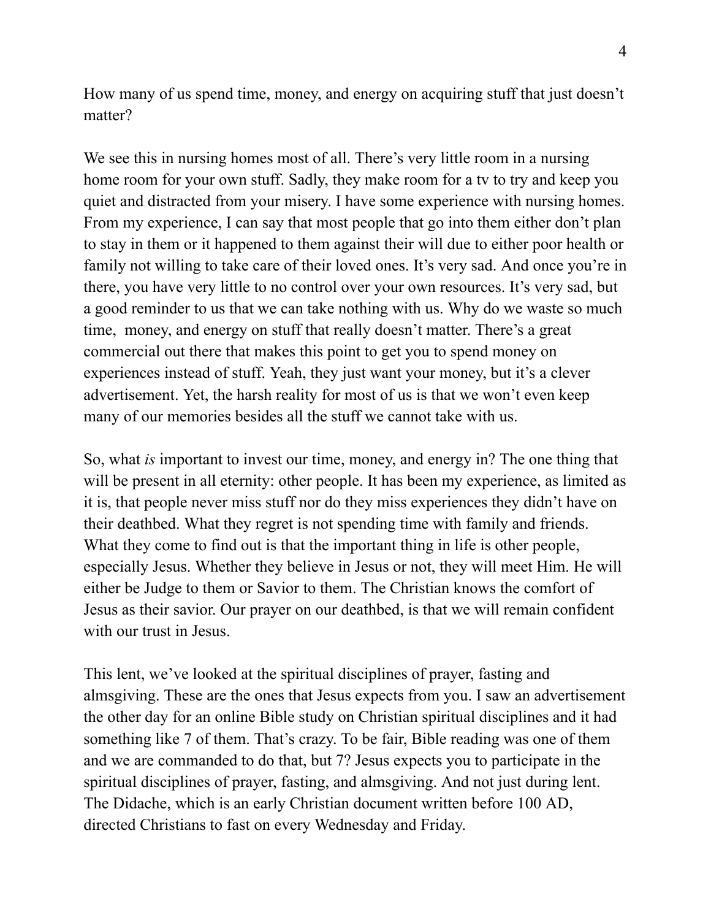How many of us spend time, money, and energy on acquiring stuff that just doesn't matter?

We see this in nursing homes most of all. There's very little room in a nursing home room for your own stuff. Sadly, they make room for a tv to try and keep you quiet and distracted from your misery. I have some experience with nursing homes. From my experience, I can say that most people that go into them either don't plan to stay in them or it happened to them against their will due to either poor health or family not willing to take care of their loved ones. It's very sad. And once you're in there, you have very little to no control over your own resources. It's very sad, but a good reminder to us that we can take nothing with us. Why do we waste so much time,  money, and energy on stuff that really doesn't matter. There's a great commercial out there that makes this point to get you to spend money on experiences instead of stuff. Yeah, they just want your money, but it's a clever advertisement. Yet, the harsh reality for most of us is that we won't even keep many of our memories besides all the stuff we cannot take with us.

So, what *is* important to invest our time, money, and energy in? The one thing that will be present in all eternity: other people. It has been my experience, as limited as it is, that people never miss stuff nor do they miss experiences they didn't have on their deathbed. What they regret is not spending time with family and friends. What they come to find out is that the important thing in life is other people, especially Jesus. Whether they believe in Jesus or not, they will meet Him. He will either be Judge to them or Savior to them. The Christian knows the comfort of Jesus as their savior. Our prayer on our deathbed, is that we will remain confident with our trust in Jesus.

This lent, we've looked at the spiritual disciplines of prayer, fasting and almsgiving. These are the ones that Jesus expects from you. I saw an advertisement the other day for an online Bible study on Christian spiritual disciplines and it had something like 7 of them. That's crazy. To be fair, Bible reading was one of them and we are commanded to do that, but 7? Jesus expects you to participate in the spiritual disciplines of prayer, fasting, and almsgiving. And not just during lent. The Didache, which is an early Christian document written before 100 AD, directed Christians to fast on every Wednesday and Friday.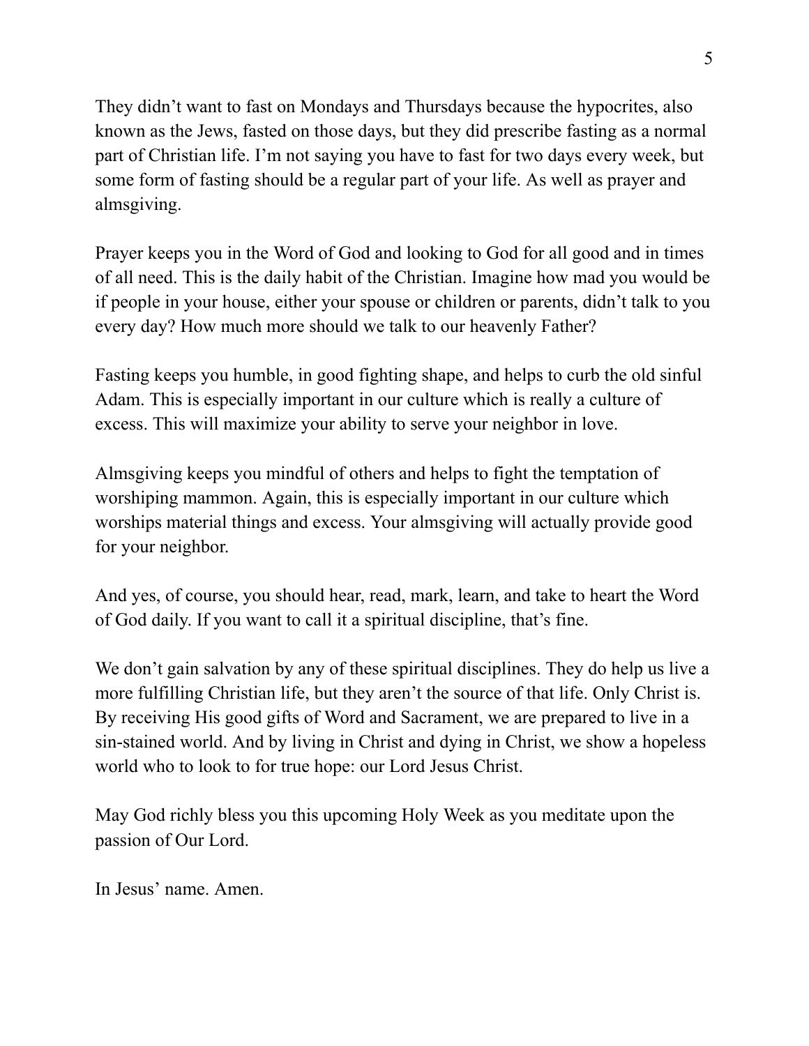They didn’t want to fast on Mondays and Thursdays because the hypocrites, also known as the Jews, fasted on those days, but they did prescribe fasting as a normal part of Christian life. I’m not saying you have to fast for two days every week, but some form of fasting should be a regular part of your life. As well as prayer and almsgiving.

Prayer keeps you in the Word of God and looking to God for all good and in times of all need. This is the daily habit of the Christian. Imagine how mad you would be if people in your house, either your spouse or children or parents, didn’t talk to you every day? How much more should we talk to our heavenly Father?

Fasting keeps you humble, in good fighting shape, and helps to curb the old sinful Adam. This is especially important in our culture which is really a culture of excess. This will maximize your ability to serve your neighbor in love.

Almsgiving keeps you mindful of others and helps to fight the temptation of worshiping mammon. Again, this is especially important in our culture which worships material things and excess. Your almsgiving will actually provide good for your neighbor.

And yes, of course, you should hear, read, mark, learn, and take to heart the Word of God daily. If you want to call it a spiritual discipline, that’s fine.

We don’t gain salvation by any of these spiritual disciplines. They do help us live a more fulfilling Christian life, but they aren’t the source of that life. Only Christ is. By receiving His good gifts of Word and Sacrament, we are prepared to live in a sin-stained world. And by living in Christ and dying in Christ, we show a hopeless world who to look to for true hope: our Lord Jesus Christ.

May God richly bless you this upcoming Holy Week as you meditate upon the passion of Our Lord.

In Jesus’ name. Amen.